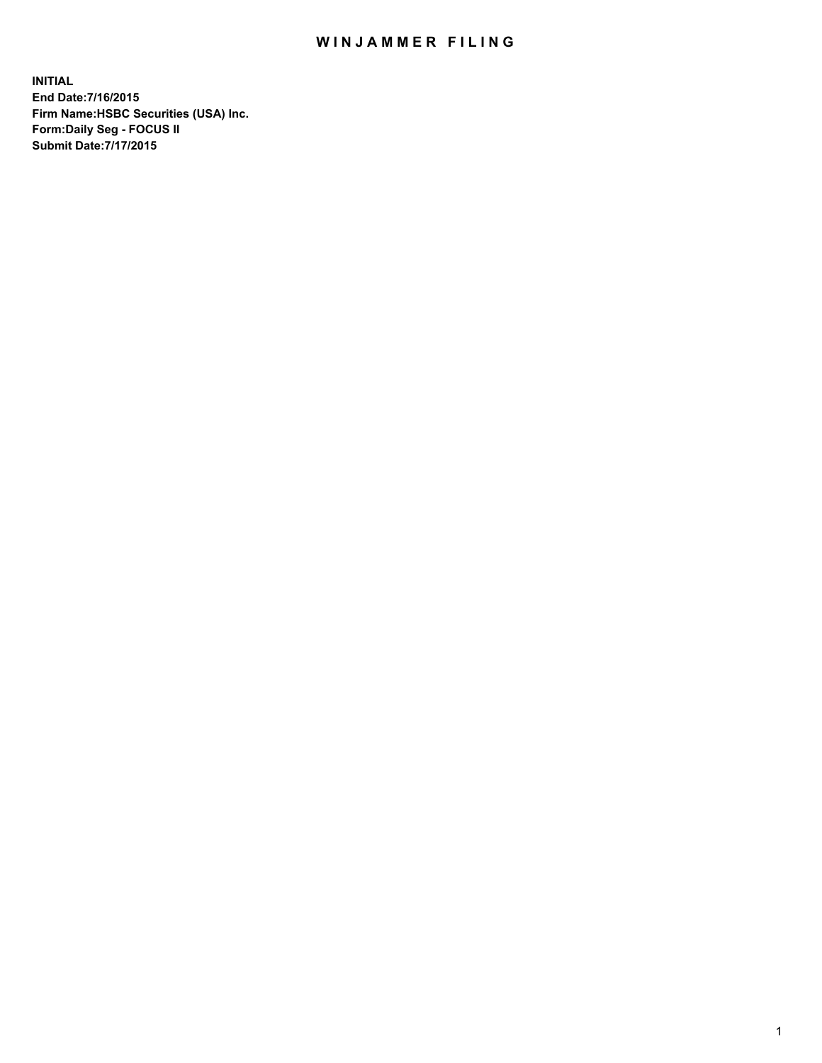# WINJAMMER FILING

**INITIAL**
**End Date:7/16/2015**
**Firm Name:HSBC Securities (USA) Inc.**
**Form:Daily Seg - FOCUS II**
**Submit Date:7/17/2015**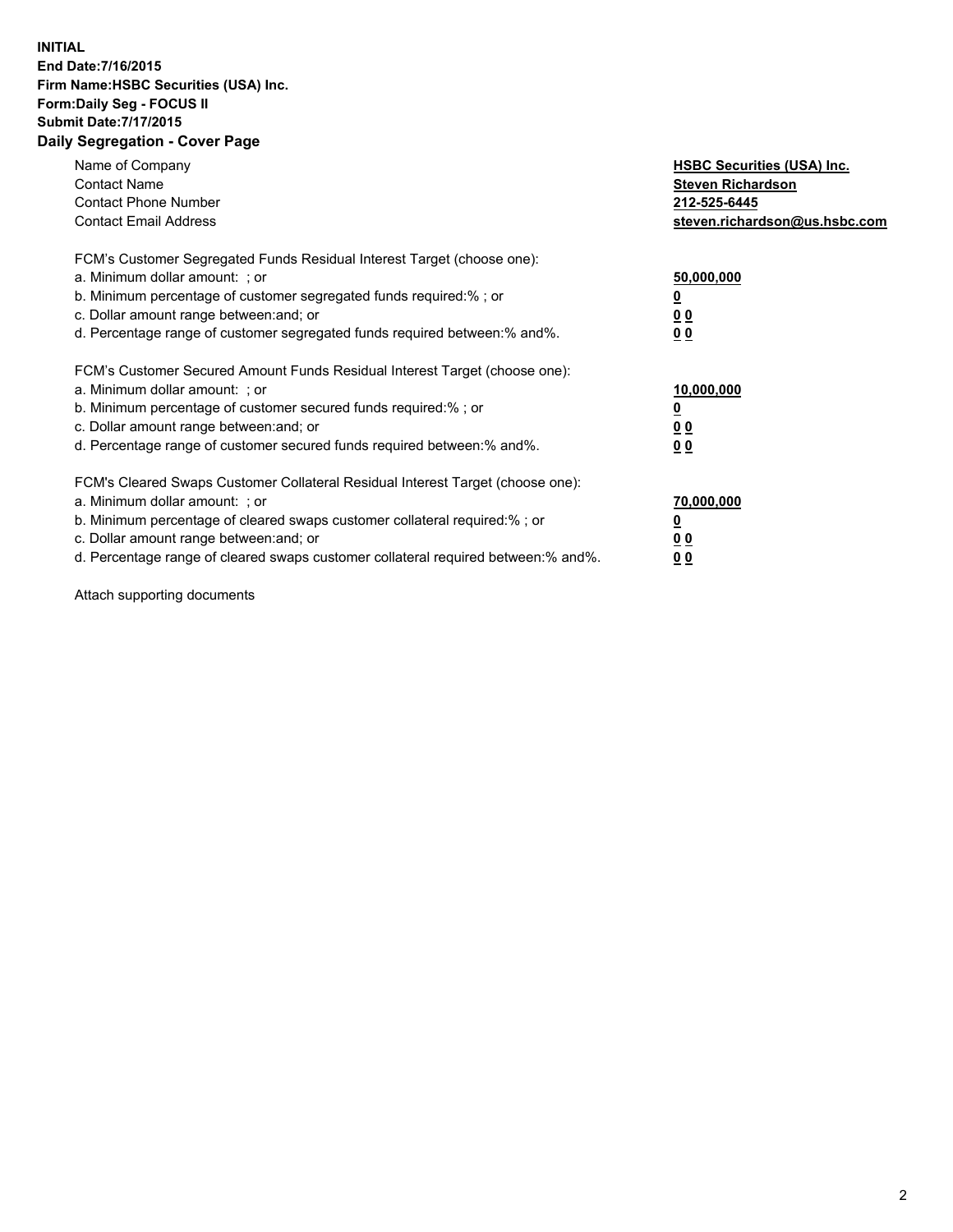**INITIAL**
**End Date:7/16/2015**
**Firm Name:HSBC Securities (USA) Inc.**
**Form:Daily Seg - FOCUS II**
**Submit Date:7/17/2015**

## Daily Segregation - Cover Page

| | |
|---|---|
| Name of Company | **HSBC Securities (USA) Inc.** |
| Contact Name | **Steven Richardson** |
| Contact Phone Number | **212-525-6445** |
| Contact Email Address | **steven.richardson@us.hsbc.com** |

FCM's Customer Segregated Funds Residual Interest Target (choose one):

| | |
|---|---|
| a. Minimum dollar amount: ; or | **50,000,000** |
| b. Minimum percentage of customer segregated funds required:% ; or | **0** |
| c. Dollar amount range between:and; or | **0 0** |
| d. Percentage range of customer segregated funds required between:% and%. | **0 0** |

FCM's Customer Secured Amount Funds Residual Interest Target (choose one):

| | |
|---|---|
| a. Minimum dollar amount: ; or | **10,000,000** |
| b. Minimum percentage of customer secured funds required:% ; or | **0** |
| c. Dollar amount range between:and; or | **0 0** |
| d. Percentage range of customer secured funds required between:% and%. | **0 0** |

FCM's Cleared Swaps Customer Collateral Residual Interest Target (choose one):

| | |
|---|---|
| a. Minimum dollar amount: ; or | **70,000,000** |
| b. Minimum percentage of cleared swaps customer collateral required:% ; or | **0** |
| c. Dollar amount range between:and; or | **0 0** |
| d. Percentage range of cleared swaps customer collateral required between:% and%. | **0 0** |

Attach supporting documents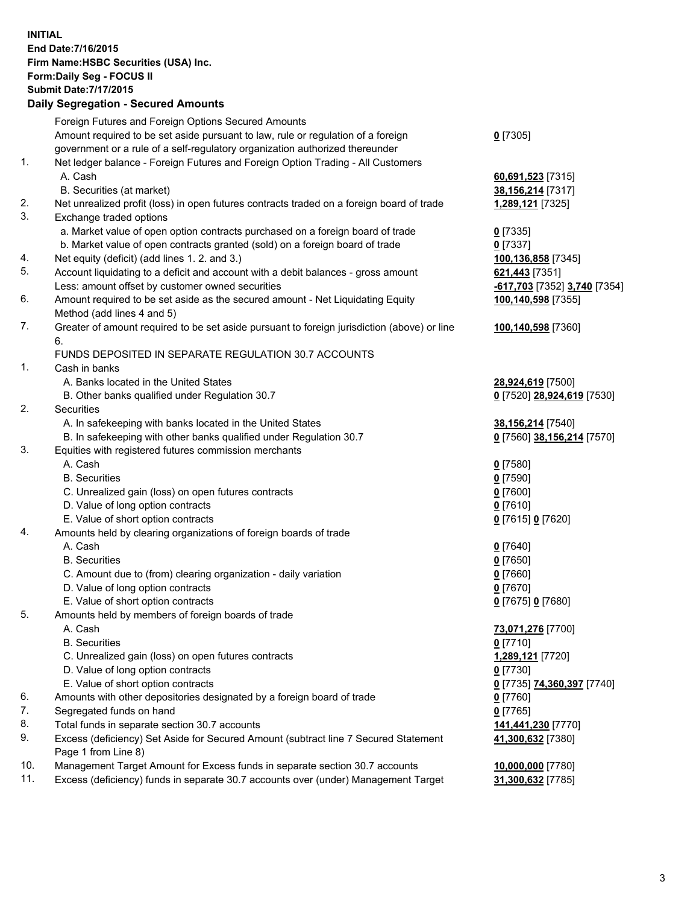**INITIAL**
**End Date:7/16/2015**
**Firm Name:HSBC Securities (USA) Inc.**
**Form:Daily Seg - FOCUS II**
**Submit Date:7/17/2015**

## Daily Segregation - Secured Amounts

| | | |
|---|---|---|
| | Foreign Futures and Foreign Options Secured Amounts | |
| | Amount required to be set aside pursuant to law, rule or regulation of a foreign government or a rule of a self-regulatory organization authorized thereunder | **0** [7305] |
| 1. | Net ledger balance - Foreign Futures and Foreign Option Trading - All Customers | |
| | A. Cash | **60,691,523** [7315] |
| | B. Securities (at market) | **38,156,214** [7317] |
| 2. | Net unrealized profit (loss) in open futures contracts traded on a foreign board of trade | **1,289,121** [7325] |
| 3. | Exchange traded options | |
| | a. Market value of open option contracts purchased on a foreign board of trade | **0** [7335] |
| | b. Market value of open contracts granted (sold) on a foreign board of trade | **0** [7337] |
| 4. | Net equity (deficit) (add lines 1. 2. and 3.) | **100,136,858** [7345] |
| 5. | Account liquidating to a deficit and account with a debit balances - gross amount | **621,443** [7351] |
| | Less: amount offset by customer owned securities | **-617,703** [7352] **3,740** [7354] |
| 6. | Amount required to be set aside as the secured amount - Net Liquidating Equity Method (add lines 4 and 5) | **100,140,598** [7355] |
| 7. | Greater of amount required to be set aside pursuant to foreign jurisdiction (above) or line 6. | **100,140,598** [7360] |
| | FUNDS DEPOSITED IN SEPARATE REGULATION 30.7 ACCOUNTS | |
| 1. | Cash in banks | |
| | A. Banks located in the United States | **28,924,619** [7500] |
| | B. Other banks qualified under Regulation 30.7 | **0** [7520] **28,924,619** [7530] |
| 2. | Securities | |
| | A. In safekeeping with banks located in the United States | **38,156,214** [7540] |
| | B. In safekeeping with other banks qualified under Regulation 30.7 | **0** [7560] **38,156,214** [7570] |
| 3. | Equities with registered futures commission merchants | |
| | A. Cash | **0** [7580] |
| | B. Securities | **0** [7590] |
| | C. Unrealized gain (loss) on open futures contracts | **0** [7600] |
| | D. Value of long option contracts | **0** [7610] |
| | E. Value of short option contracts | **0** [7615] **0** [7620] |
| 4. | Amounts held by clearing organizations of foreign boards of trade | |
| | A. Cash | **0** [7640] |
| | B. Securities | **0** [7650] |
| | C. Amount due to (from) clearing organization - daily variation | **0** [7660] |
| | D. Value of long option contracts | **0** [7670] |
| | E. Value of short option contracts | **0** [7675] **0** [7680] |
| 5. | Amounts held by members of foreign boards of trade | |
| | A. Cash | **73,071,276** [7700] |
| | B. Securities | **0** [7710] |
| | C. Unrealized gain (loss) on open futures contracts | **1,289,121** [7720] |
| | D. Value of long option contracts | **0** [7730] |
| | E. Value of short option contracts | **0** [7735] **74,360,397** [7740] |
| 6. | Amounts with other depositories designated by a foreign board of trade | **0** [7760] |
| 7. | Segregated funds on hand | **0** [7765] |
| 8. | Total funds in separate section 30.7 accounts | **141,441,230** [7770] |
| 9. | Excess (deficiency) Set Aside for Secured Amount (subtract line 7 Secured Statement Page 1 from Line 8) | **41,300,632** [7380] |
| 10. | Management Target Amount for Excess funds in separate section 30.7 accounts | **10,000,000** [7780] |
| 11. | Excess (deficiency) funds in separate 30.7 accounts over (under) Management Target | **31,300,632** [7785] |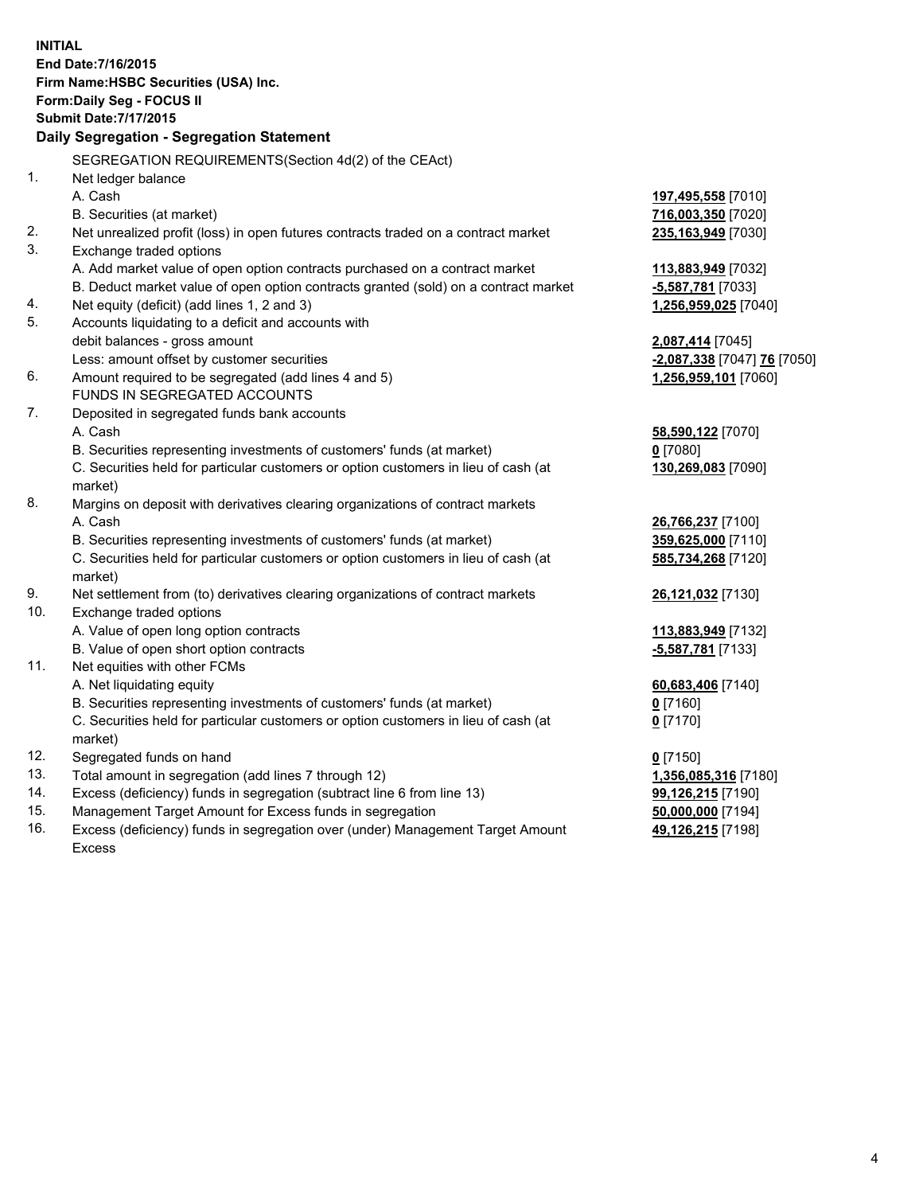**INITIAL**
**End Date:7/16/2015**
**Firm Name:HSBC Securities (USA) Inc.**
**Form:Daily Seg - FOCUS II**
**Submit Date:7/17/2015**

## Daily Segregation - Segregation Statement

SEGREGATION REQUIREMENTS(Section 4d(2) of the CEAct)

| | | |
|---|---|---|
| 1. | Net ledger balance | |
| | A. Cash | **197,495,558** [7010] |
| | B. Securities (at market) | **716,003,350** [7020] |
| 2. | Net unrealized profit (loss) in open futures contracts traded on a contract market | **235,163,949** [7030] |
| 3. | Exchange traded options | |
| | A. Add market value of open option contracts purchased on a contract market | **113,883,949** [7032] |
| | B. Deduct market value of open option contracts granted (sold) on a contract market | **-5,587,781** [7033] |
| 4. | Net equity (deficit) (add lines 1, 2 and 3) | **1,256,959,025** [7040] |
| 5. | Accounts liquidating to a deficit and accounts with debit balances - gross amount | **2,087,414** [7045] |
| | Less: amount offset by customer securities | **-2,087,338** [7047] **76** [7050] |
| 6. | Amount required to be segregated (add lines 4 and 5) | **1,256,959,101** [7060] |
| | FUNDS IN SEGREGATED ACCOUNTS | |
| 7. | Deposited in segregated funds bank accounts | |
| | A. Cash | **58,590,122** [7070] |
| | B. Securities representing investments of customers' funds (at market) | **0** [7080] |
| | C. Securities held for particular customers or option customers in lieu of cash (at market) | **130,269,083** [7090] |
| 8. | Margins on deposit with derivatives clearing organizations of contract markets | |
| | A. Cash | **26,766,237** [7100] |
| | B. Securities representing investments of customers' funds (at market) | **359,625,000** [7110] |
| | C. Securities held for particular customers or option customers in lieu of cash (at market) | **585,734,268** [7120] |
| 9. | Net settlement from (to) derivatives clearing organizations of contract markets | **26,121,032** [7130] |
| 10. | Exchange traded options | |
| | A. Value of open long option contracts | **113,883,949** [7132] |
| | B. Value of open short option contracts | **-5,587,781** [7133] |
| 11. | Net equities with other FCMs | |
| | A. Net liquidating equity | **60,683,406** [7140] |
| | B. Securities representing investments of customers' funds (at market) | **0** [7160] |
| | C. Securities held for particular customers or option customers in lieu of cash (at market) | **0** [7170] |
| 12. | Segregated funds on hand | **0** [7150] |
| 13. | Total amount in segregation (add lines 7 through 12) | **1,356,085,316** [7180] |
| 14. | Excess (deficiency) funds in segregation (subtract line 6 from line 13) | **99,126,215** [7190] |
| 15. | Management Target Amount for Excess funds in segregation | **50,000,000** [7194] |
| 16. | Excess (deficiency) funds in segregation over (under) Management Target Amount Excess | **49,126,215** [7198] |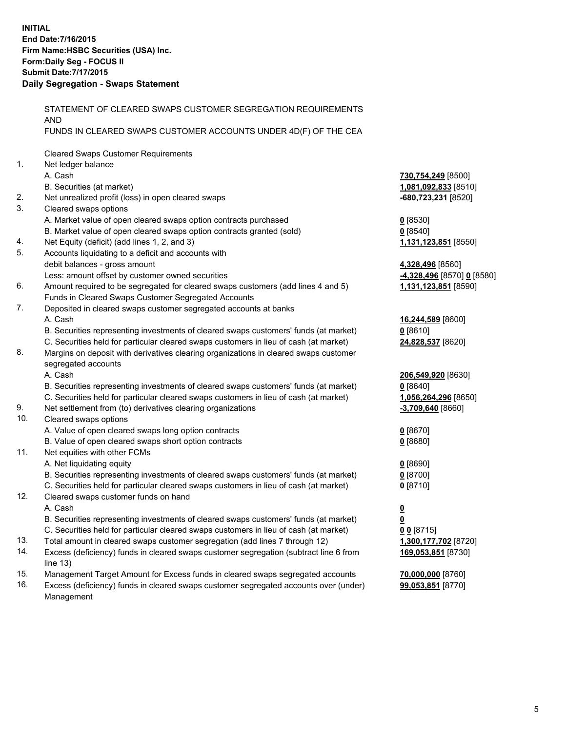**INITIAL**
**End Date:7/16/2015**
**Firm Name:HSBC Securities (USA) Inc.**
**Form:Daily Seg - FOCUS II**
**Submit Date:7/17/2015**
**Daily Segregation - Swaps Statement**

STATEMENT OF CLEARED SWAPS CUSTOMER SEGREGATION REQUIREMENTS AND FUNDS IN CLEARED SWAPS CUSTOMER ACCOUNTS UNDER 4D(F) OF THE CEA

| | | |
|---|---|---|
| | Cleared Swaps Customer Requirements | |
| 1. | Net ledger balance | |
| | A. Cash | **730,754,249** [8500] |
| | B. Securities (at market) | **1,081,092,833** [8510] |
| 2. | Net unrealized profit (loss) in open cleared swaps | **-680,723,231** [8520] |
| 3. | Cleared swaps options | |
| | A. Market value of open cleared swaps option contracts purchased | **0** [8530] |
| | B. Market value of open cleared swaps option contracts granted (sold) | **0** [8540] |
| 4. | Net Equity (deficit) (add lines 1, 2, and 3) | **1,131,123,851** [8550] |
| 5. | Accounts liquidating to a deficit and accounts with debit balances - gross amount | **4,328,496** [8560] |
| | Less: amount offset by customer owned securities | **-4,328,496** [8570] **0** [8580] |
| 6. | Amount required to be segregated for cleared swaps customers (add lines 4 and 5) | **1,131,123,851** [8590] |
| | Funds in Cleared Swaps Customer Segregated Accounts | |
| 7. | Deposited in cleared swaps customer segregated accounts at banks | |
| | A. Cash | **16,244,589** [8600] |
| | B. Securities representing investments of cleared swaps customers' funds (at market) | **0** [8610] |
| | C. Securities held for particular cleared swaps customers in lieu of cash (at market) | **24,828,537** [8620] |
| 8. | Margins on deposit with derivatives clearing organizations in cleared swaps customer segregated accounts | |
| | A. Cash | **206,549,920** [8630] |
| | B. Securities representing investments of cleared swaps customers' funds (at market) | **0** [8640] |
| | C. Securities held for particular cleared swaps customers in lieu of cash (at market) | **1,056,264,296** [8650] |
| 9. | Net settlement from (to) derivatives clearing organizations | **-3,709,640** [8660] |
| 10. | Cleared swaps options | |
| | A. Value of open cleared swaps long option contracts | **0** [8670] |
| | B. Value of open cleared swaps short option contracts | **0** [8680] |
| 11. | Net equities with other FCMs | |
| | A. Net liquidating equity | **0** [8690] |
| | B. Securities representing investments of cleared swaps customers' funds (at market) | **0** [8700] |
| | C. Securities held for particular cleared swaps customers in lieu of cash (at market) | **0** [8710] |
| 12. | Cleared swaps customer funds on hand | |
| | A. Cash | **0** |
| | B. Securities representing investments of cleared swaps customers' funds (at market) | **0** |
| | C. Securities held for particular cleared swaps customers in lieu of cash (at market) | **0** **0** [8715] |
| 13. | Total amount in cleared swaps customer segregation (add lines 7 through 12) | **1,300,177,702** [8720] |
| 14. | Excess (deficiency) funds in cleared swaps customer segregation (subtract line 6 from line 13) | **169,053,851** [8730] |
| 15. | Management Target Amount for Excess funds in cleared swaps segregated accounts | **70,000,000** [8760] |
| 16. | Excess (deficiency) funds in cleared swaps customer segregated accounts over (under) Management | **99,053,851** [8770] |